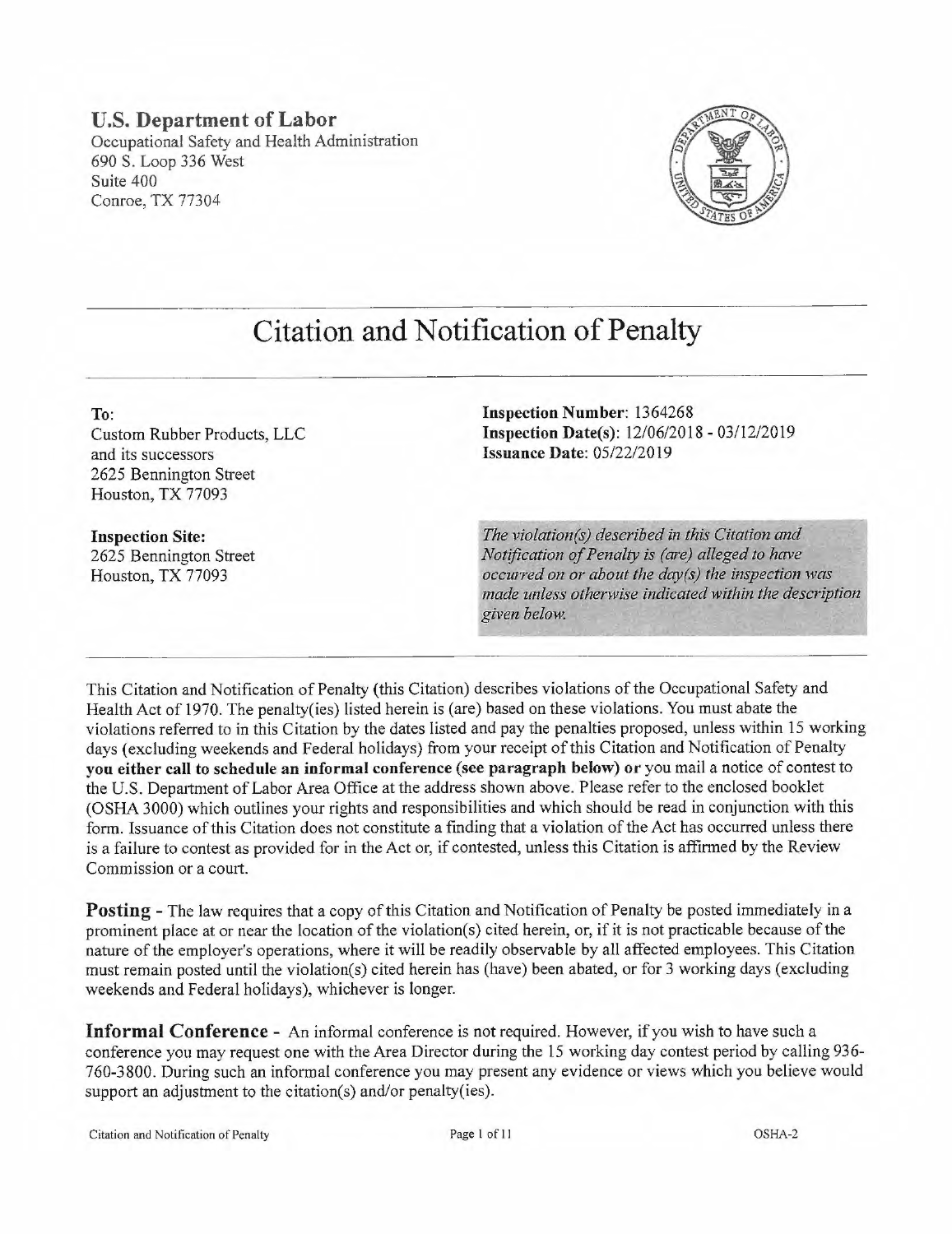**U.S. Department of Labor**
Occupational Safety and Health Administration
690 S. Loop 336 West
Suite 400
Conroe, TX 77304

# Citation and Notification of Penalty

**To:**
Custom Rubber Products, LLC
and its successors
2625 Bennington Street
Houston, TX 77093

**Inspection Site:**
2625 Bennington Street
Houston, TX 77093

**Inspection Number**: 1364268
**Inspection Date(s)**: 12/06/2018 - 03/12/2019
**Issuance Date**: 05/22/2019

*The violation(s) described in this Citation and Notification of Penalty is (are) alleged to have occurred on or about the day(s) the inspection was made unless otherwise indicated within the description given below.*

This Citation and Notification of Penalty (this Citation) describes violations of the Occupational Safety and Health Act of 1970. The penalty(ies) listed herein is (are) based on these violations. You must abate the violations referred to in this Citation by the dates listed and pay the penalties proposed, unless within 15 working days (excluding weekends and Federal holidays) from your receipt of this Citation and Notification of Penalty **you either call to schedule an informal conference (see paragraph below) or** you mail a notice of contest to the U.S. Department of Labor Area Office at the address shown above. Please refer to the enclosed booklet (OSHA 3000) which outlines your rights and responsibilities and which should be read in conjunction with this form. Issuance of this Citation does not constitute a finding that a violation of the Act has occurred unless there is a failure to contest as provided for in the Act or, if contested, unless this Citation is affirmed by the Review Commission or a court.

**Posting** - The law requires that a copy of this Citation and Notification of Penalty be posted immediately in a prominent place at or near the location of the violation(s) cited herein, or, if it is not practicable because of the nature of the employer's operations, where it will be readily observable by all affected employees. This Citation must remain posted until the violation(s) cited herein has (have) been abated, or for 3 working days (excluding weekends and Federal holidays), whichever is longer.

**Informal Conference** - An informal conference is not required. However, if you wish to have such a conference you may request one with the Area Director during the 15 working day contest period by calling 936-760-3800. During such an informal conference you may present any evidence or views which you believe would support an adjustment to the citation(s) and/or penalty(ies).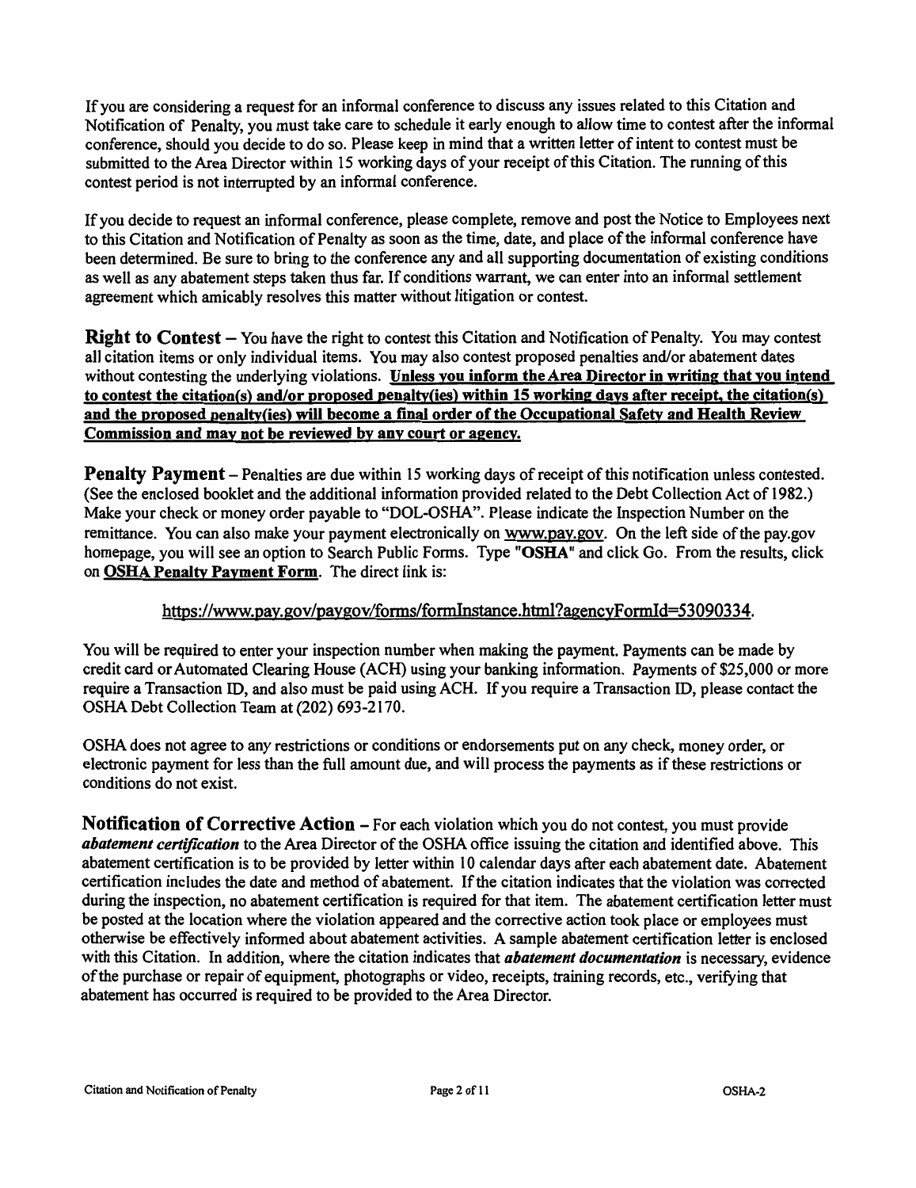If you are considering a request for an informal conference to discuss any issues related to this Citation and Notification of Penalty, you must take care to schedule it early enough to allow time to contest after the informal conference, should you decide to do so. Please keep in mind that a written letter of intent to contest must be submitted to the Area Director within 15 working days of your receipt of this Citation. The running of this contest period is not interrupted by an informal conference.

If you decide to request an informal conference, please complete, remove and post the Notice to Employees next to this Citation and Notification of Penalty as soon as the time, date, and place of the informal conference have been determined. Be sure to bring to the conference any and all supporting documentation of existing conditions as well as any abatement steps taken thus far. If conditions warrant, we can enter into an informal settlement agreement which amicably resolves this matter without litigation or contest.

**Right to Contest** – You have the right to contest this Citation and Notification of Penalty. You may contest all citation items or only individual items. You may also contest proposed penalties and/or abatement dates without contesting the underlying violations. **Unless you inform the Area Director in writing that you intend to contest the citation(s) and/or proposed penalty(ies) within 15 working days after receipt, the citation(s) and the proposed penalty(ies) will become a final order of the Occupational Safety and Health Review Commission and may not be reviewed by any court or agency.**

**Penalty Payment** – Penalties are due within 15 working days of receipt of this notification unless contested. (See the enclosed booklet and the additional information provided related to the Debt Collection Act of 1982.) Make your check or money order payable to "DOL-OSHA". Please indicate the Inspection Number on the remittance. You can also make your payment electronically on www.pay.gov. On the left side of the pay.gov homepage, you will see an option to Search Public Forms. Type "**OSHA**" and click Go. From the results, click on **OSHA Penalty Payment Form**. The direct link is:

https://www.pay.gov/paygov/forms/formInstance.html?agencyFormId=53090334.

You will be required to enter your inspection number when making the payment. Payments can be made by credit card or Automated Clearing House (ACH) using your banking information. Payments of $25,000 or more require a Transaction ID, and also must be paid using ACH. If you require a Transaction ID, please contact the OSHA Debt Collection Team at (202) 693-2170.

OSHA does not agree to any restrictions or conditions or endorsements put on any check, money order, or electronic payment for less than the full amount due, and will process the payments as if these restrictions or conditions do not exist.

**Notification of Corrective Action** – For each violation which you do not contest, you must provide ***abatement certification*** to the Area Director of the OSHA office issuing the citation and identified above. This abatement certification is to be provided by letter within 10 calendar days after each abatement date. Abatement certification includes the date and method of abatement. If the citation indicates that the violation was corrected during the inspection, no abatement certification is required for that item. The abatement certification letter must be posted at the location where the violation appeared and the corrective action took place or employees must otherwise be effectively informed about abatement activities. A sample abatement certification letter is enclosed with this Citation. In addition, where the citation indicates that ***abatement documentation*** is necessary, evidence of the purchase or repair of equipment, photographs or video, receipts, training records, etc., verifying that abatement has occurred is required to be provided to the Area Director.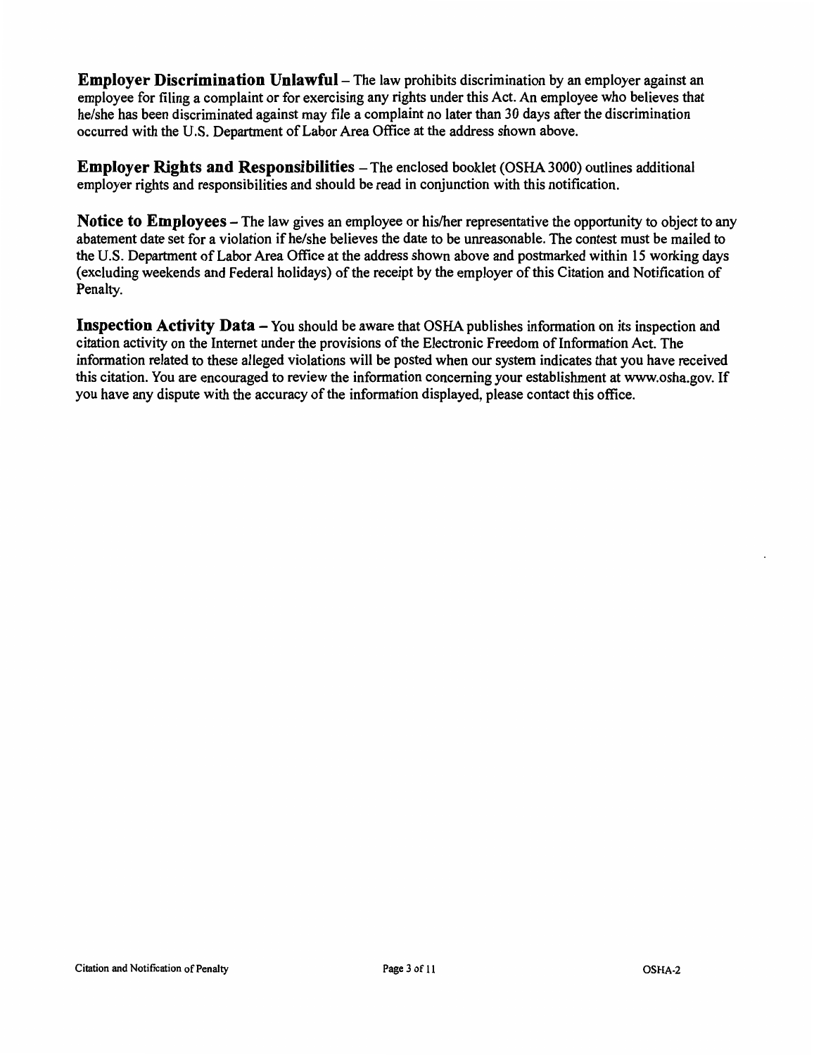**Employer Discrimination Unlawful** – The law prohibits discrimination by an employer against an employee for filing a complaint or for exercising any rights under this Act. An employee who believes that he/she has been discriminated against may file a complaint no later than 30 days after the discrimination occurred with the U.S. Department of Labor Area Office at the address shown above.

**Employer Rights and Responsibilities** – The enclosed booklet (OSHA 3000) outlines additional employer rights and responsibilities and should be read in conjunction with this notification.

**Notice to Employees** – The law gives an employee or his/her representative the opportunity to object to any abatement date set for a violation if he/she believes the date to be unreasonable. The contest must be mailed to the U.S. Department of Labor Area Office at the address shown above and postmarked within 15 working days (excluding weekends and Federal holidays) of the receipt by the employer of this Citation and Notification of Penalty.

**Inspection Activity Data** – You should be aware that OSHA publishes information on its inspection and citation activity on the Internet under the provisions of the Electronic Freedom of Information Act. The information related to these alleged violations will be posted when our system indicates that you have received this citation. You are encouraged to review the information concerning your establishment at www.osha.gov. If you have any dispute with the accuracy of the information displayed, please contact this office.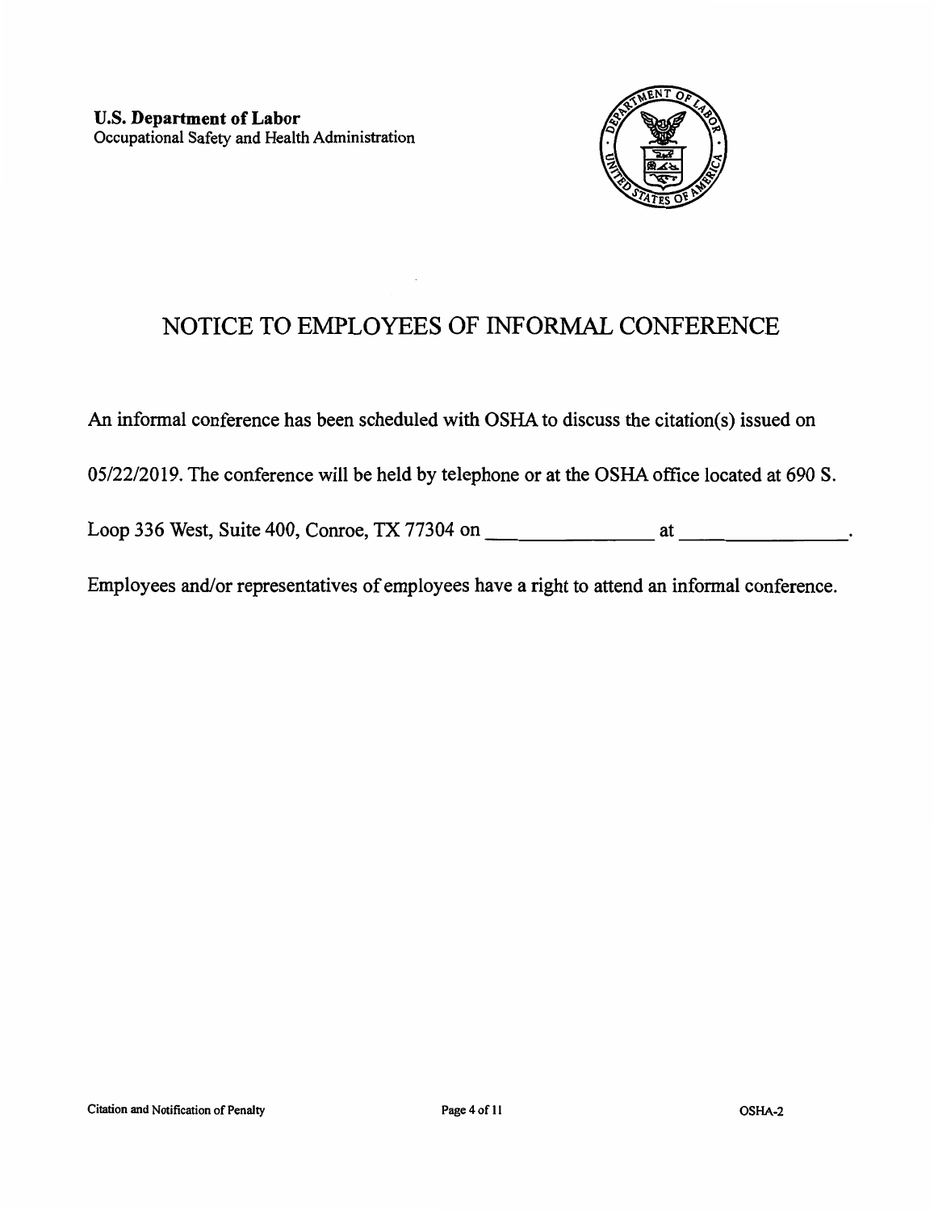**U.S. Department of Labor**
Occupational Safety and Health Administration

# NOTICE TO EMPLOYEES OF INFORMAL CONFERENCE

An informal conference has been scheduled with OSHA to discuss the citation(s) issued on 05/22/2019. The conference will be held by telephone or at the OSHA office located at 690 S. Loop 336 West, Suite 400, Conroe, TX 77304 on _______________ at _______________.

Employees and/or representatives of employees have a right to attend an informal conference.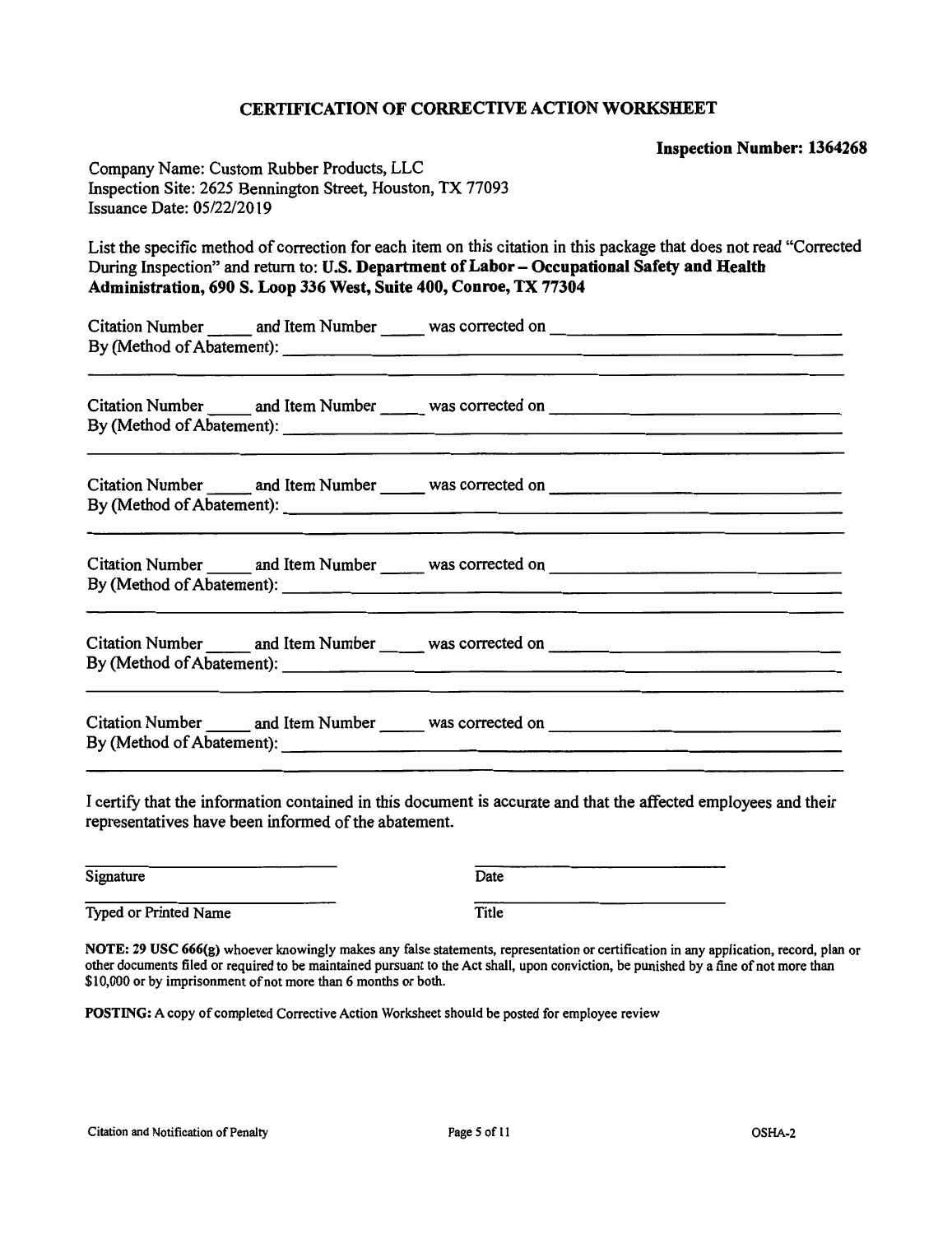# CERTIFICATION OF CORRECTIVE ACTION WORKSHEET

**Inspection Number: 1364268**

Company Name: Custom Rubber Products, LLC
Inspection Site: 2625 Bennington Street, Houston, TX 77093
Issuance Date: 05/22/2019

List the specific method of correction for each item on this citation in this package that does not read "Corrected During Inspection" and return to: **U.S. Department of Labor – Occupational Safety and Health Administration, 690 S. Loop 336 West, Suite 400, Conroe, TX 77304**

Citation Number _____ and Item Number _____ was corrected on ______________________________
By (Method of Abatement): ______________________________________________________________
_______________________________________________________________________________

Citation Number _____ and Item Number _____ was corrected on ______________________________
By (Method of Abatement): ______________________________________________________________
_______________________________________________________________________________

Citation Number _____ and Item Number _____ was corrected on ______________________________
By (Method of Abatement): ______________________________________________________________
_______________________________________________________________________________

Citation Number _____ and Item Number _____ was corrected on ______________________________
By (Method of Abatement): ______________________________________________________________
_______________________________________________________________________________

Citation Number _____ and Item Number _____ was corrected on ______________________________
By (Method of Abatement): ______________________________________________________________
_______________________________________________________________________________

Citation Number _____ and Item Number _____ was corrected on ______________________________
By (Method of Abatement): ______________________________________________________________
_______________________________________________________________________________

I certify that the information contained in this document is accurate and that the affected employees and their representatives have been informed of the abatement.

_____________________________          _____________________________
Signature                                                  Date

_____________________________          _____________________________
Typed or Printed Name                              Title

**NOTE: 29 USC 666(g)** whoever knowingly makes any false statements, representation or certification in any application, record, plan or other documents filed or required to be maintained pursuant to the Act shall, upon conviction, be punished by a fine of not more than $10,000 or by imprisonment of not more than 6 months or both.

**POSTING:** A copy of completed Corrective Action Worksheet should be posted for employee review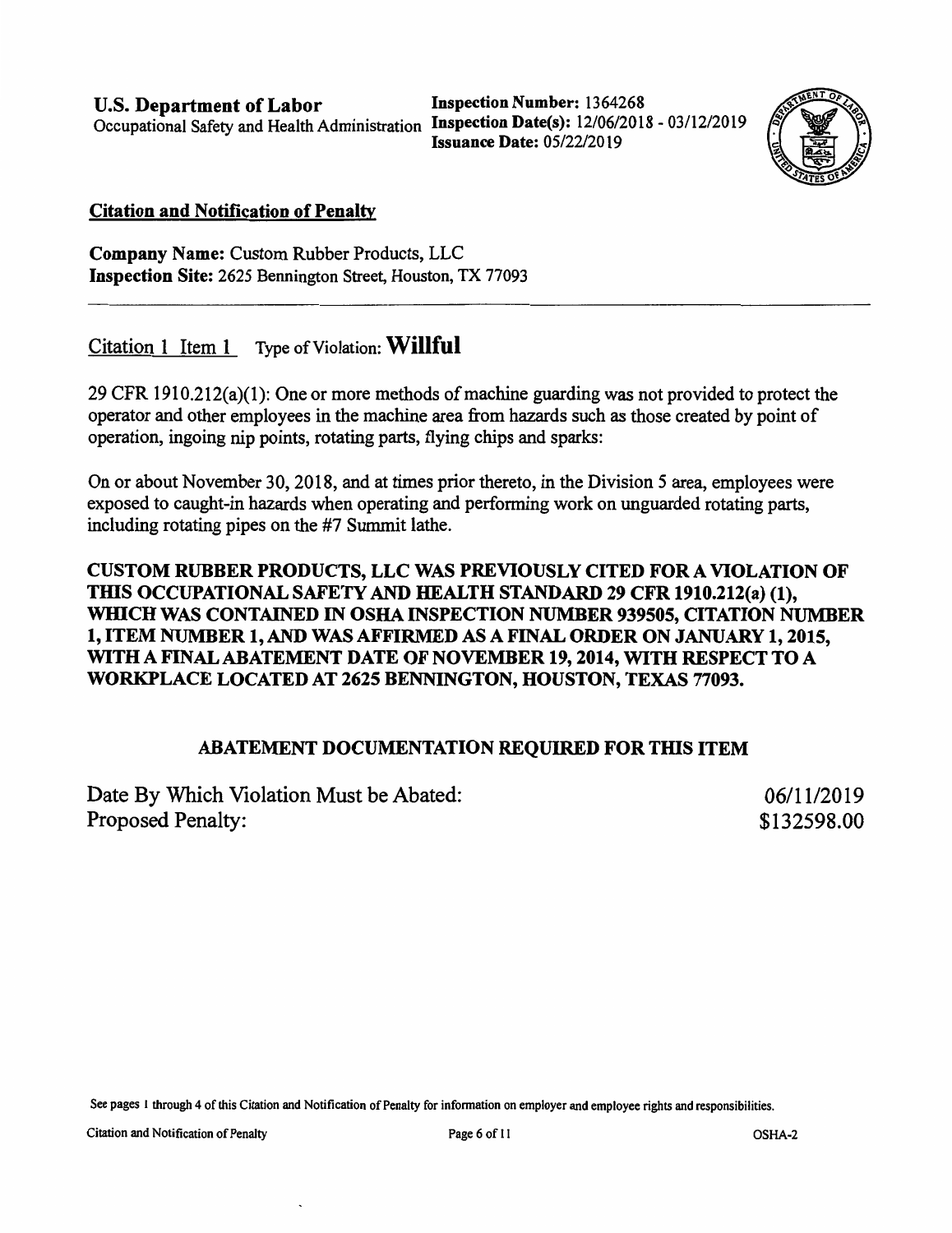**U.S. Department of Labor**
Occupational Safety and Health Administration

**Inspection Number:** 1364268
**Inspection Date(s):** 12/06/2018 - 03/12/2019
**Issuance Date:** 05/22/2019

## Citation and Notification of Penalty

**Company Name:** Custom Rubber Products, LLC
**Inspection Site:** 2625 Bennington Street, Houston, TX 77093

---

Citation 1 Item 1 Type of Violation: **Willful**

29 CFR 1910.212(a)(1): One or more methods of machine guarding was not provided to protect the operator and other employees in the machine area from hazards such as those created by point of operation, ingoing nip points, rotating parts, flying chips and sparks:

On or about November 30, 2018, and at times prior thereto, in the Division 5 area, employees were exposed to caught-in hazards when operating and performing work on unguarded rotating parts, including rotating pipes on the #7 Summit lathe.

**CUSTOM RUBBER PRODUCTS, LLC WAS PREVIOUSLY CITED FOR A VIOLATION OF THIS OCCUPATIONAL SAFETY AND HEALTH STANDARD 29 CFR 1910.212(a) (1), WHICH WAS CONTAINED IN OSHA INSPECTION NUMBER 939505, CITATION NUMBER 1, ITEM NUMBER 1, AND WAS AFFIRMED AS A FINAL ORDER ON JANUARY 1, 2015, WITH A FINAL ABATEMENT DATE OF NOVEMBER 19, 2014, WITH RESPECT TO A WORKPLACE LOCATED AT 2625 BENNINGTON, HOUSTON, TEXAS 77093.**

**ABATEMENT DOCUMENTATION REQUIRED FOR THIS ITEM**

Date By Which Violation Must be Abated: 06/11/2019
Proposed Penalty: $132598.00

See pages 1 through 4 of this Citation and Notification of Penalty for information on employer and employee rights and responsibilities.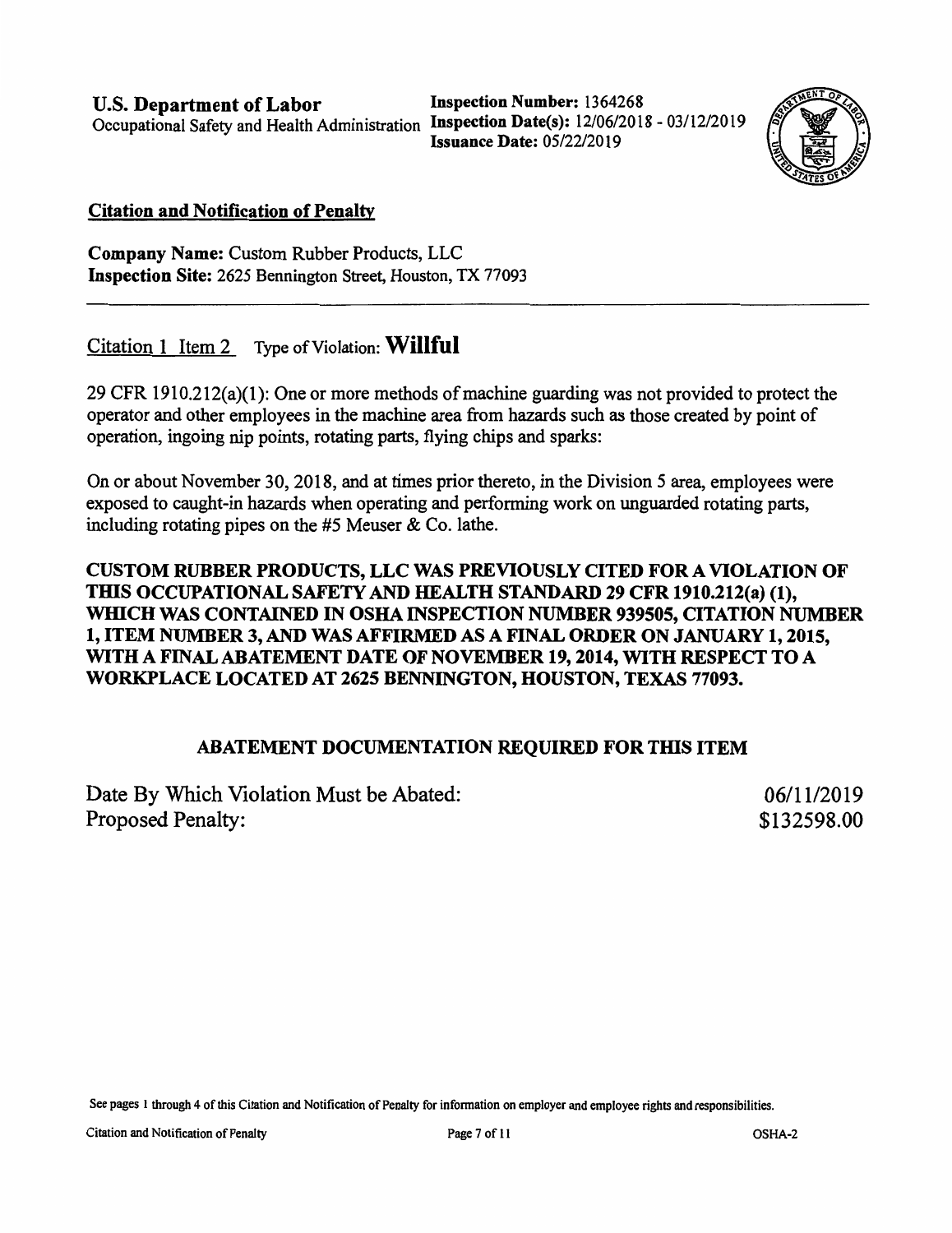**U.S. Department of Labor**
Occupational Safety and Health Administration

**Inspection Number:** 1364268
**Inspection Date(s):** 12/06/2018 - 03/12/2019
**Issuance Date:** 05/22/2019

## Citation and Notification of Penalty

**Company Name:** Custom Rubber Products, LLC
**Inspection Site:** 2625 Bennington Street, Houston, TX 77093

---

### Citation 1 Item 2 Type of Violation: **Willful**

29 CFR 1910.212(a)(1): One or more methods of machine guarding was not provided to protect the operator and other employees in the machine area from hazards such as those created by point of operation, ingoing nip points, rotating parts, flying chips and sparks:

On or about November 30, 2018, and at times prior thereto, in the Division 5 area, employees were exposed to caught-in hazards when operating and performing work on unguarded rotating parts, including rotating pipes on the #5 Meuser & Co. lathe.

**CUSTOM RUBBER PRODUCTS, LLC WAS PREVIOUSLY CITED FOR A VIOLATION OF THIS OCCUPATIONAL SAFETY AND HEALTH STANDARD 29 CFR 1910.212(a) (1), WHICH WAS CONTAINED IN OSHA INSPECTION NUMBER 939505, CITATION NUMBER 1, ITEM NUMBER 3, AND WAS AFFIRMED AS A FINAL ORDER ON JANUARY 1, 2015, WITH A FINAL ABATEMENT DATE OF NOVEMBER 19, 2014, WITH RESPECT TO A WORKPLACE LOCATED AT 2625 BENNINGTON, HOUSTON, TEXAS 77093.**

**ABATEMENT DOCUMENTATION REQUIRED FOR THIS ITEM**

Date By Which Violation Must be Abated: 06/11/2019
Proposed Penalty: $132598.00

See pages 1 through 4 of this Citation and Notification of Penalty for information on employer and employee rights and responsibilities.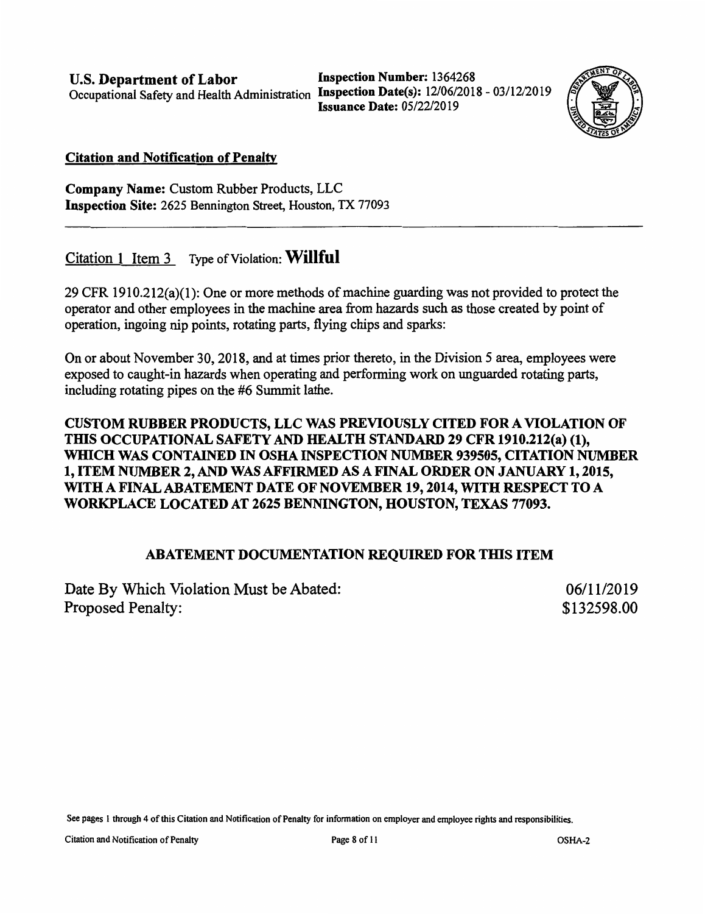**U.S. Department of Labor**
Occupational Safety and Health Administration

**Inspection Number:** 1364268
**Inspection Date(s):** 12/06/2018 - 03/12/2019
**Issuance Date:** 05/22/2019

## Citation and Notification of Penalty

**Company Name:** Custom Rubber Products, LLC
**Inspection Site:** 2625 Bennington Street, Houston, TX 77093

---

Citation 1 Item 3 Type of Violation: **Willful**

29 CFR 1910.212(a)(1): One or more methods of machine guarding was not provided to protect the operator and other employees in the machine area from hazards such as those created by point of operation, ingoing nip points, rotating parts, flying chips and sparks:

On or about November 30, 2018, and at times prior thereto, in the Division 5 area, employees were exposed to caught-in hazards when operating and performing work on unguarded rotating parts, including rotating pipes on the #6 Summit lathe.

**CUSTOM RUBBER PRODUCTS, LLC WAS PREVIOUSLY CITED FOR A VIOLATION OF THIS OCCUPATIONAL SAFETY AND HEALTH STANDARD 29 CFR 1910.212(a) (1), WHICH WAS CONTAINED IN OSHA INSPECTION NUMBER 939505, CITATION NUMBER 1, ITEM NUMBER 2, AND WAS AFFIRMED AS A FINAL ORDER ON JANUARY 1, 2015, WITH A FINAL ABATEMENT DATE OF NOVEMBER 19, 2014, WITH RESPECT TO A WORKPLACE LOCATED AT 2625 BENNINGTON, HOUSTON, TEXAS 77093.**

**ABATEMENT DOCUMENTATION REQUIRED FOR THIS ITEM**

Date By Which Violation Must be Abated: 06/11/2019
Proposed Penalty: $132598.00

See pages 1 through 4 of this Citation and Notification of Penalty for information on employer and employee rights and responsibilities.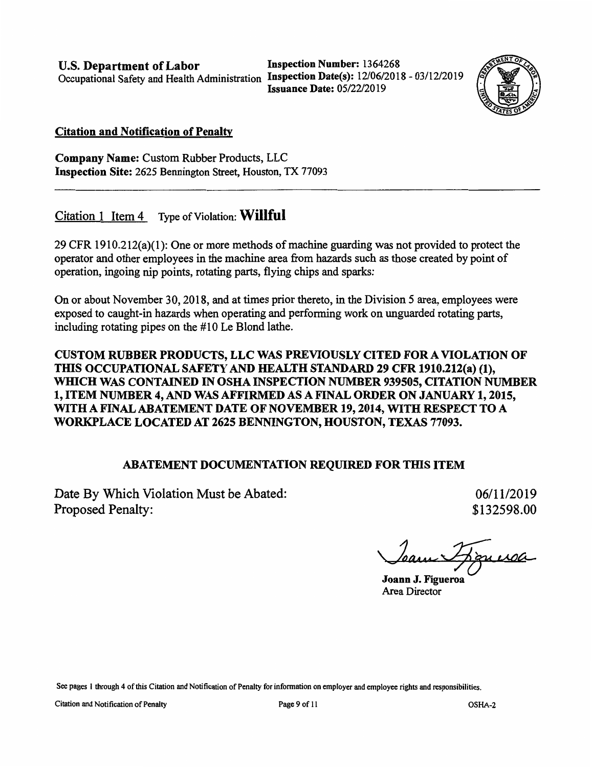**U.S. Department of Labor**
Occupational Safety and Health Administration

**Inspection Number:** 1364268
**Inspection Date(s):** 12/06/2018 - 03/12/2019
**Issuance Date:** 05/22/2019

## Citation and Notification of Penalty

**Company Name:** Custom Rubber Products, LLC
**Inspection Site:** 2625 Bennington Street, Houston, TX 77093

---

Citation 1 Item 4 Type of Violation: **Willful**

29 CFR 1910.212(a)(1): One or more methods of machine guarding was not provided to protect the operator and other employees in the machine area from hazards such as those created by point of operation, ingoing nip points, rotating parts, flying chips and sparks:

On or about November 30, 2018, and at times prior thereto, in the Division 5 area, employees were exposed to caught-in hazards when operating and performing work on unguarded rotating parts, including rotating pipes on the #10 Le Blond lathe.

**CUSTOM RUBBER PRODUCTS, LLC WAS PREVIOUSLY CITED FOR A VIOLATION OF THIS OCCUPATIONAL SAFETY AND HEALTH STANDARD 29 CFR 1910.212(a) (1), WHICH WAS CONTAINED IN OSHA INSPECTION NUMBER 939505, CITATION NUMBER 1, ITEM NUMBER 4, AND WAS AFFIRMED AS A FINAL ORDER ON JANUARY 1, 2015, WITH A FINAL ABATEMENT DATE OF NOVEMBER 19, 2014, WITH RESPECT TO A WORKPLACE LOCATED AT 2625 BENNINGTON, HOUSTON, TEXAS 77093.**

**ABATEMENT DOCUMENTATION REQUIRED FOR THIS ITEM**

Date By Which Violation Must be Abated: 06/11/2019
Proposed Penalty: $132598.00

**Joann J. Figueroa**
Area Director

See pages 1 through 4 of this Citation and Notification of Penalty for information on employer and employee rights and responsibilities.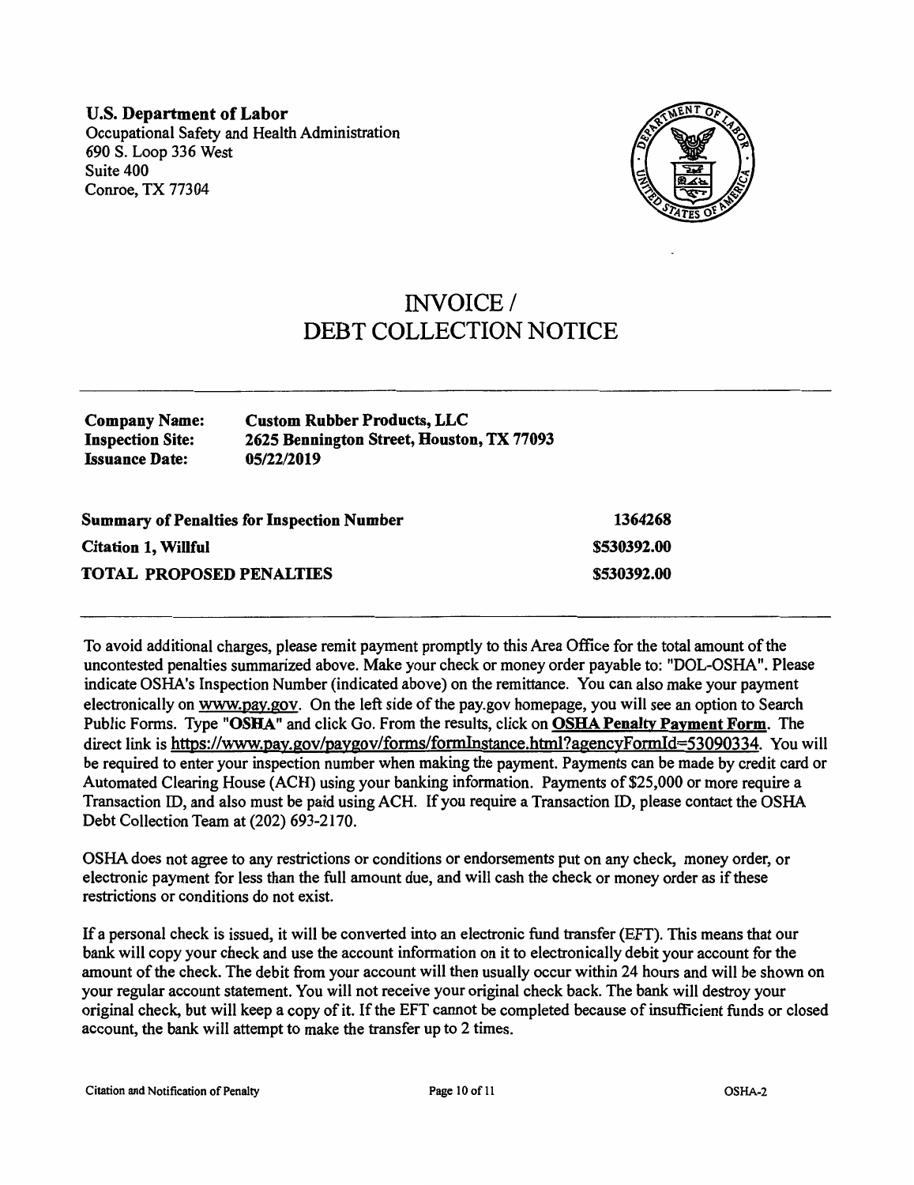**U.S. Department of Labor**
Occupational Safety and Health Administration
690 S. Loop 336 West
Suite 400
Conroe, TX 77304

# INVOICE / DEBT COLLECTION NOTICE

---

| | |
|---|---|
| **Company Name:** | **Custom Rubber Products, LLC** |
| **Inspection Site:** | **2625 Bennington Street, Houston, TX 77093** |
| **Issuance Date:** | **05/22/2019** |

| | |
|---|---|
| **Summary of Penalties for Inspection Number** | **1364268** |
| **Citation 1, Willful** | **$530392.00** |
| **TOTAL PROPOSED PENALTIES** | **$530392.00** |

---

To avoid additional charges, please remit payment promptly to this Area Office for the total amount of the uncontested penalties summarized above. Make your check or money order payable to: "DOL-OSHA". Please indicate OSHA's Inspection Number (indicated above) on the remittance. You can also make your payment electronically on www.pay.gov. On the left side of the pay.gov homepage, you will see an option to Search Public Forms. Type **"OSHA"** and click Go. From the results, click on **OSHA Penalty Payment Form**. The direct link is https://www.pay.gov/paygov/forms/formInstance.html?agencyFormId=53090334. You will be required to enter your inspection number when making the payment. Payments can be made by credit card or Automated Clearing House (ACH) using your banking information. Payments of $25,000 or more require a Transaction ID, and also must be paid using ACH. If you require a Transaction ID, please contact the OSHA Debt Collection Team at (202) 693-2170.

OSHA does not agree to any restrictions or conditions or endorsements put on any check, money order, or electronic payment for less than the full amount due, and will cash the check or money order as if these restrictions or conditions do not exist.

If a personal check is issued, it will be converted into an electronic fund transfer (EFT). This means that our bank will copy your check and use the account information on it to electronically debit your account for the amount of the check. The debit from your account will then usually occur within 24 hours and will be shown on your regular account statement. You will not receive your original check back. The bank will destroy your original check, but will keep a copy of it. If the EFT cannot be completed because of insufficient funds or closed account, the bank will attempt to make the transfer up to 2 times.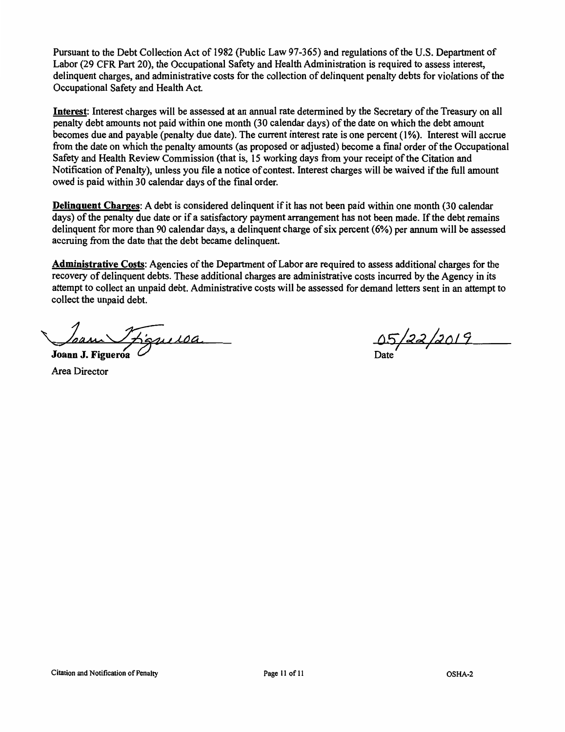Pursuant to the Debt Collection Act of 1982 (Public Law 97-365) and regulations of the U.S. Department of Labor (29 CFR Part 20), the Occupational Safety and Health Administration is required to assess interest, delinquent charges, and administrative costs for the collection of delinquent penalty debts for violations of the Occupational Safety and Health Act.

**Interest**: Interest charges will be assessed at an annual rate determined by the Secretary of the Treasury on all penalty debt amounts not paid within one month (30 calendar days) of the date on which the debt amount becomes due and payable (penalty due date). The current interest rate is one percent (1%). Interest will accrue from the date on which the penalty amounts (as proposed or adjusted) become a final order of the Occupational Safety and Health Review Commission (that is, 15 working days from your receipt of the Citation and Notification of Penalty), unless you file a notice of contest. Interest charges will be waived if the full amount owed is paid within 30 calendar days of the final order.

**Delinquent Charges**: A debt is considered delinquent if it has not been paid within one month (30 calendar days) of the penalty due date or if a satisfactory payment arrangement has not been made. If the debt remains delinquent for more than 90 calendar days, a delinquent charge of six percent (6%) per annum will be assessed accruing from the date that the debt became delinquent.

**Administrative Costs**: Agencies of the Department of Labor are required to assess additional charges for the recovery of delinquent debts. These additional charges are administrative costs incurred by the Agency in its attempt to collect an unpaid debt. Administrative costs will be assessed for demand letters sent in an attempt to collect the unpaid debt.

Joann Figueroa

**Joann J. Figueroa**

Area Director

05/22/2019

Date